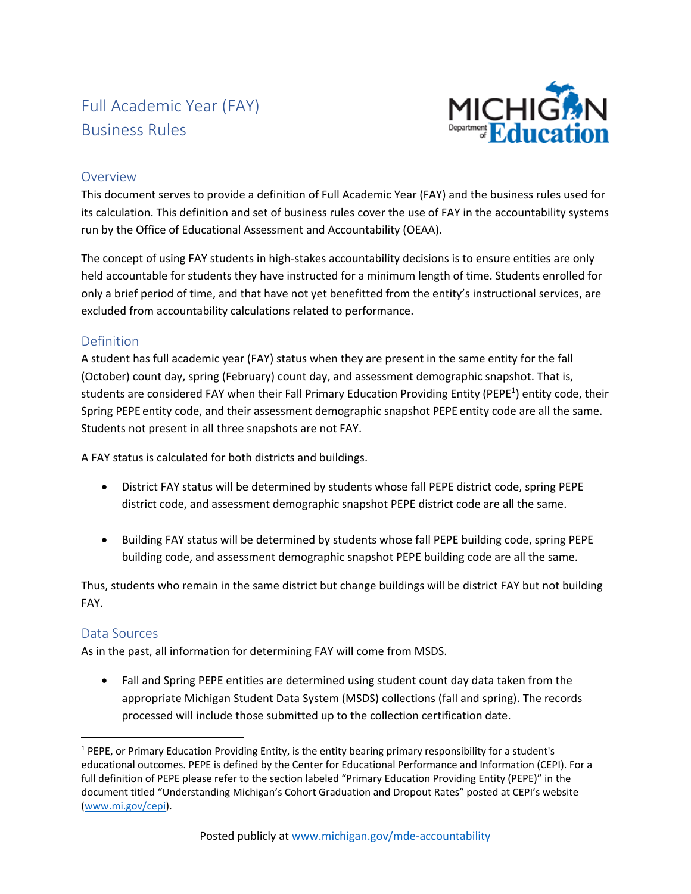# Full Academic Year (FAY) Business Rules

## Overview

This document serves to provide a definition of Full Academic Year (FAY) and the business rules used for its calculation. This definition and set of business rules cover the use of FAY in the accountability systems run by the Office of Educational Assessment and Accountability (OEAA).

The concept of using FAY students in high-stakes accountability decisions is to ensure entities are only held accountable for students they have instructed for a minimum length of time. Students enrolled for only a brief period of time, and that have not yet benefitted from the entity's instructional services, are excluded from accountability calculations related to performance.

## Definition

A student has full academic year (FAY) status when they are present in the same entity for the fall (October) count day, spring (February) count day, and assessment demographic snapshot. That is, students are considered FAY when their Fall Primary Education Providing Entity (PEPE[1]) entity code, their Spring PEPE entity code, and their assessment demographic snapshot PEPE entity code are all the same. Students not present in all three snapshots are not FAY.

A FAY status is calculated for both districts and buildings.

- District FAY status will be determined by students whose fall PEPE district code, spring PEPE district code, and assessment demographic snapshot PEPE district code are all the same.
- Building FAY status will be determined by students whose fall PEPE building code, spring PEPE building code, and assessment demographic snapshot PEPE building code are all the same.

Thus, students who remain in the same district but change buildings will be district FAY but not building FAY.

## Data Sources

As in the past, all information for determining FAY will come from MSDS.

- Fall and Spring PEPE entities are determined using student count day data taken from the appropriate Michigan Student Data System (MSDS) collections (fall and spring). The records processed will include those submitted up to the collection certification date.

[1] PEPE, or Primary Education Providing Entity, is the entity bearing primary responsibility for a student's educational outcomes. PEPE is defined by the Center for Educational Performance and Information (CEPI). For a full definition of PEPE please refer to the section labeled "Primary Education Providing Entity (PEPE)" in the document titled "Understanding Michigan's Cohort Graduation and Dropout Rates" posted at CEPI's website (www.mi.gov/cepi).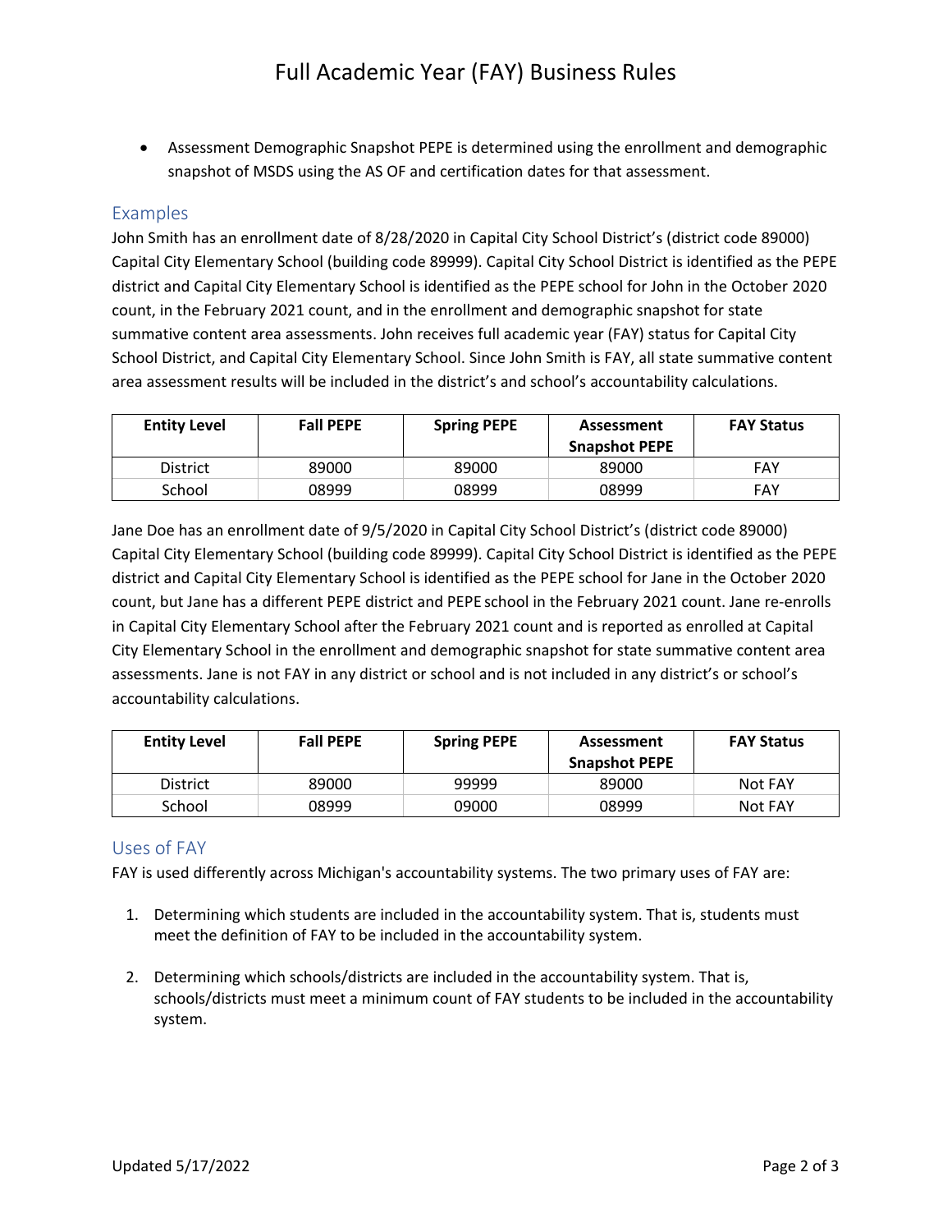- Assessment Demographic Snapshot PEPE is determined using the enrollment and demographic snapshot of MSDS using the AS OF and certification dates for that assessment.

## Examples

John Smith has an enrollment date of 8/28/2020 in Capital City School District's (district code 89000) Capital City Elementary School (building code 89999). Capital City School District is identified as the PEPE district and Capital City Elementary School is identified as the PEPE school for John in the October 2020 count, in the February 2021 count, and in the enrollment and demographic snapshot for state summative content area assessments. John receives full academic year (FAY) status for Capital City School District, and Capital City Elementary School. Since John Smith is FAY, all state summative content area assessment results will be included in the district's and school's accountability calculations.

| Entity Level | Fall PEPE | Spring PEPE | Assessment Snapshot PEPE | FAY Status |
|---|---|---|---|---|
| District | 89000 | 89000 | 89000 | FAY |
| School | 08999 | 08999 | 08999 | FAY |

Jane Doe has an enrollment date of 9/5/2020 in Capital City School District's (district code 89000) Capital City Elementary School (building code 89999). Capital City School District is identified as the PEPE district and Capital City Elementary School is identified as the PEPE school for Jane in the October 2020 count, but Jane has a different PEPE district and PEPE school in the February 2021 count. Jane re-enrolls in Capital City Elementary School after the February 2021 count and is reported as enrolled at Capital City Elementary School in the enrollment and demographic snapshot for state summative content area assessments. Jane is not FAY in any district or school and is not included in any district's or school's accountability calculations.

| Entity Level | Fall PEPE | Spring PEPE | Assessment Snapshot PEPE | FAY Status |
|---|---|---|---|---|
| District | 89000 | 99999 | 89000 | Not FAY |
| School | 08999 | 09000 | 08999 | Not FAY |

## Uses of FAY

FAY is used differently across Michigan's accountability systems. The two primary uses of FAY are:

1. Determining which students are included in the accountability system. That is, students must meet the definition of FAY to be included in the accountability system.

2. Determining which schools/districts are included in the accountability system. That is, schools/districts must meet a minimum count of FAY students to be included in the accountability system.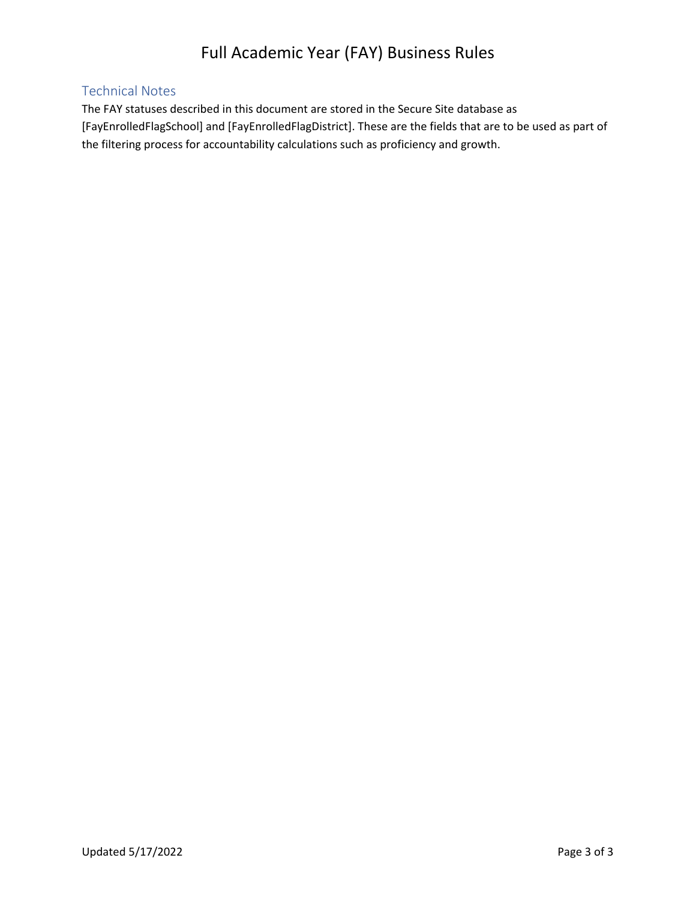## Technical Notes

The FAY statuses described in this document are stored in the Secure Site database as [FayEnrolledFlagSchool] and [FayEnrolledFlagDistrict]. These are the fields that are to be used as part of the filtering process for accountability calculations such as proficiency and growth.